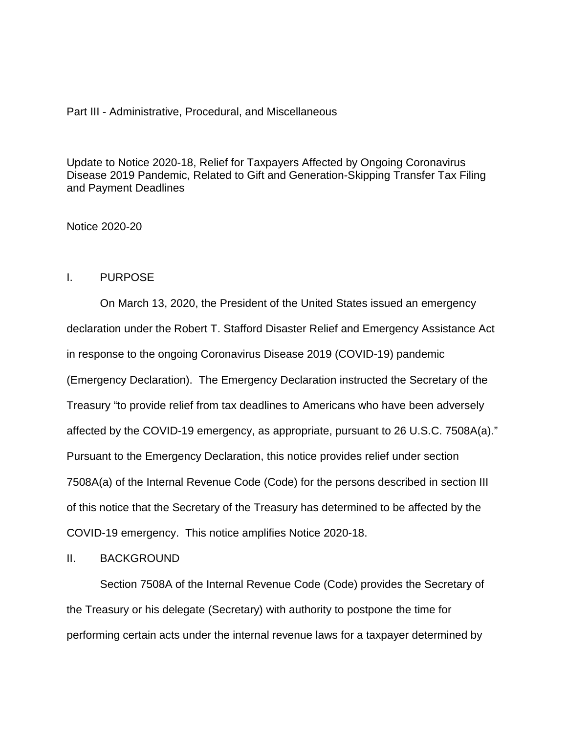Part III - Administrative, Procedural, and Miscellaneous

# Update to Notice 2020-18, Relief for Taxpayers Affected by Ongoing Coronavirus Disease 2019 Pandemic, Related to Gift and Generation-Skipping Transfer Tax Filing and Payment Deadlines

Notice 2020-20

## I. PURPOSE

On March 13, 2020, the President of the United States issued an emergency declaration under the Robert T. Stafford Disaster Relief and Emergency Assistance Act in response to the ongoing Coronavirus Disease 2019 (COVID-19) pandemic (Emergency Declaration). The Emergency Declaration instructed the Secretary of the Treasury "to provide relief from tax deadlines to Americans who have been adversely affected by the COVID-19 emergency, as appropriate, pursuant to 26 U.S.C. 7508A(a)." Pursuant to the Emergency Declaration, this notice provides relief under section 7508A(a) of the Internal Revenue Code (Code) for the persons described in section III of this notice that the Secretary of the Treasury has determined to be affected by the COVID-19 emergency. This notice amplifies Notice 2020-18.

## II. BACKGROUND

Section 7508A of the Internal Revenue Code (Code) provides the Secretary of the Treasury or his delegate (Secretary) with authority to postpone the time for performing certain acts under the internal revenue laws for a taxpayer determined by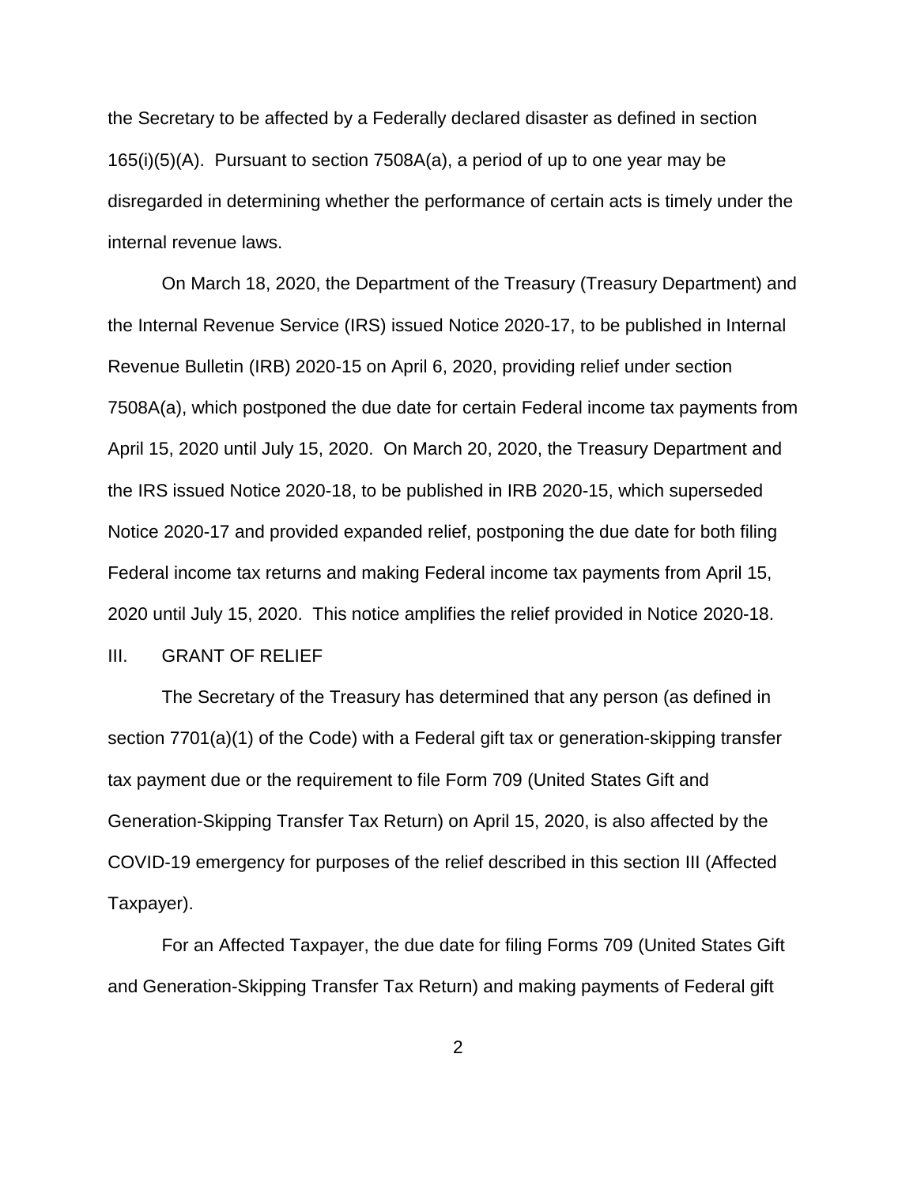the Secretary to be affected by a Federally declared disaster as defined in section 165(i)(5)(A). Pursuant to section 7508A(a), a period of up to one year may be disregarded in determining whether the performance of certain acts is timely under the internal revenue laws.

On March 18, 2020, the Department of the Treasury (Treasury Department) and the Internal Revenue Service (IRS) issued Notice 2020-17, to be published in Internal Revenue Bulletin (IRB) 2020-15 on April 6, 2020, providing relief under section 7508A(a), which postponed the due date for certain Federal income tax payments from April 15, 2020 until July 15, 2020. On March 20, 2020, the Treasury Department and the IRS issued Notice 2020-18, to be published in IRB 2020-15, which superseded Notice 2020-17 and provided expanded relief, postponing the due date for both filing Federal income tax returns and making Federal income tax payments from April 15, 2020 until July 15, 2020. This notice amplifies the relief provided in Notice 2020-18.

## III. GRANT OF RELIEF

The Secretary of the Treasury has determined that any person (as defined in section 7701(a)(1) of the Code) with a Federal gift tax or generation-skipping transfer tax payment due or the requirement to file Form 709 (United States Gift and Generation-Skipping Transfer Tax Return) on April 15, 2020, is also affected by the COVID-19 emergency for purposes of the relief described in this section III (Affected Taxpayer).

For an Affected Taxpayer, the due date for filing Forms 709 (United States Gift and Generation-Skipping Transfer Tax Return) and making payments of Federal gift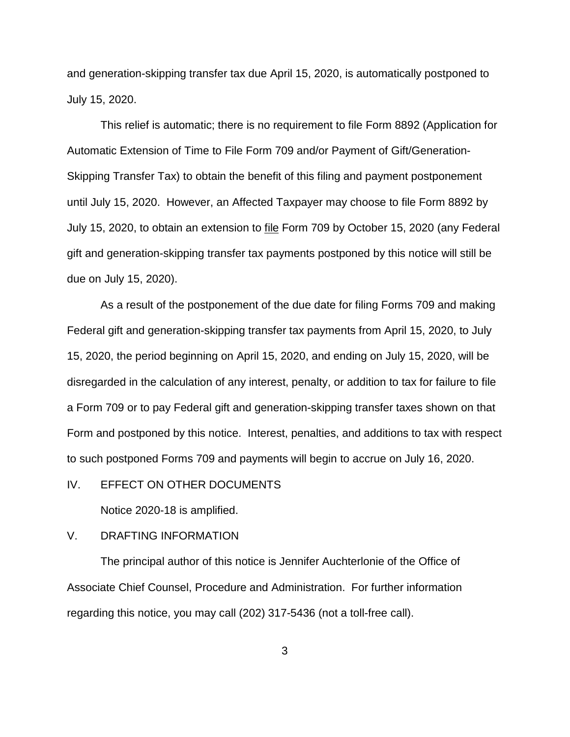and generation-skipping transfer tax due April 15, 2020, is automatically postponed to July 15, 2020.

This relief is automatic; there is no requirement to file Form 8892 (Application for Automatic Extension of Time to File Form 709 and/or Payment of Gift/Generation-Skipping Transfer Tax) to obtain the benefit of this filing and payment postponement until July 15, 2020. However, an Affected Taxpayer may choose to file Form 8892 by July 15, 2020, to obtain an extension to <u>file</u> Form 709 by October 15, 2020 (any Federal gift and generation-skipping transfer tax payments postponed by this notice will still be due on July 15, 2020).

As a result of the postponement of the due date for filing Forms 709 and making Federal gift and generation-skipping transfer tax payments from April 15, 2020, to July 15, 2020, the period beginning on April 15, 2020, and ending on July 15, 2020, will be disregarded in the calculation of any interest, penalty, or addition to tax for failure to file a Form 709 or to pay Federal gift and generation-skipping transfer taxes shown on that Form and postponed by this notice. Interest, penalties, and additions to tax with respect to such postponed Forms 709 and payments will begin to accrue on July 16, 2020.

## IV. EFFECT ON OTHER DOCUMENTS

Notice 2020-18 is amplified.

## V. DRAFTING INFORMATION

The principal author of this notice is Jennifer Auchterlonie of the Office of Associate Chief Counsel, Procedure and Administration. For further information regarding this notice, you may call (202) 317-5436 (not a toll-free call).